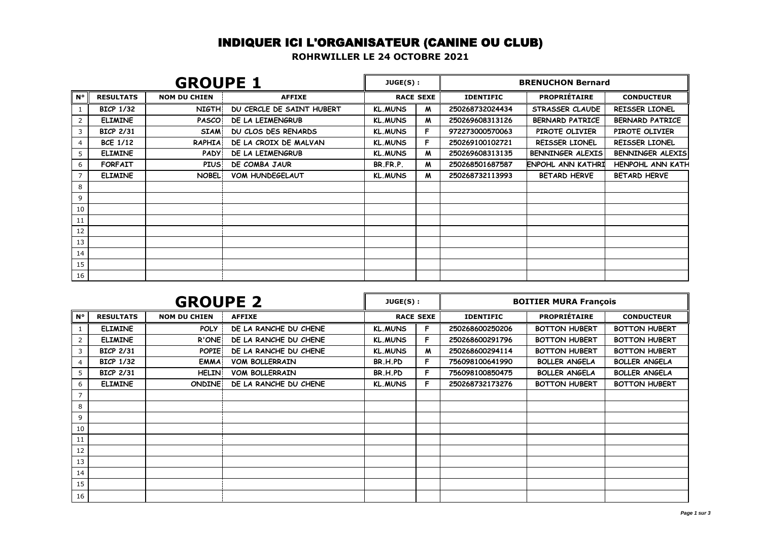# INDIQUER ICI L'ORGANISATEUR (CANINE OU CLUB)

**ROHRWILLER LE 24 OCTOBRE 2021**

## GROUPE 1

JUGE(S) : BRENUCHON Bernard

| N° | RESULTATS | NOM DU CHIEN | AFFIXE | RACE | SEXE | IDENTIFIC | PROPRIÉTAIRE | CONDUCTEUR |
|---|---|---|---|---|---|---|---|---|
| 1 | BICP 1/32 | NIGTH | DU CERCLE DE SAINT HUBERT | KL.MUNS | M | 250268732024434 | STRASSER CLAUDE | REISSER LIONEL |
| 2 | ELIMINE | PASCO | DE LA LEIMENGRUB | KL.MUNS | M | 250269608313126 | BERNARD PATRICE | BERNARD PATRICE |
| 3 | BICP 2/31 | SIAM | DU CLOS DES RENARDS | KL.MUNS | F | 972273000570063 | PIROTE OLIVIER | PIROTE OLIVIER |
| 4 | BCE 1/12 | RAPHIA | DE LA CROIX DE MALVAN | KL.MUNS | F | 250269100102721 | REISSER LIONEL | REISSER LIONEL |
| 5 | ELIMINE | PADY | DE LA LEIMENGRUB | KL.MUNS | M | 250269608313135 | BENNINGER ALEXIS | BENNINGER ALEXIS |
| 6 | FORFAIT | PIUS | DE COMBA JAUR | BR.FR.P. | M | 250268501687587 | ENPOHL ANN KATHRI | HENPOHL ANN KATH |
| 7 | ELIMINE | NOBEL | VOM HUNDEGELAUT | KL.MUNS | M | 250268732113993 | BETARD HERVE | BETARD HERVE |
| 8 | | | | | | | | |
| 9 | | | | | | | | |
| 10 | | | | | | | | |
| 11 | | | | | | | | |
| 12 | | | | | | | | |
| 13 | | | | | | | | |
| 14 | | | | | | | | |
| 15 | | | | | | | | |
| 16 | | | | | | | | |

## GROUPE 2

JUGE(S) : BOITIER MURA François

| N° | RESULTATS | NOM DU CHIEN | AFFIXE | RACE | SEXE | IDENTIFIC | PROPRIÉTAIRE | CONDUCTEUR |
|---|---|---|---|---|---|---|---|---|
| 1 | ELIMINE | POLY | DE LA RANCHE DU CHENE | KL.MUNS | F | 250268600250206 | BOTTON HUBERT | BOTTON HUBERT |
| 2 | ELIMINE | R'ONE | DE LA RANCHE DU CHENE | KL.MUNS | F | 250268600291796 | BOTTON HUBERT | BOTTON HUBERT |
| 3 | BICP 2/31 | POPIE | DE LA RANCHE DU CHENE | KL.MUNS | M | 250268600294114 | BOTTON HUBERT | BOTTON HUBERT |
| 4 | BICP 1/32 | EMMA | VOM BOLLERRAIN | BR.H.PD | F | 756098100641990 | BOLLER ANGELA | BOLLER ANGELA |
| 5 | BICP 2/31 | HELIN | VOM BOLLERRAIN | BR.H.PD | F | 756098100850475 | BOLLER ANGELA | BOLLER ANGELA |
| 6 | ELIMINE | ONDINE | DE LA RANCHE DU CHENE | KL.MUNS | F | 250268732173276 | BOTTON HUBERT | BOTTON HUBERT |
| 7 | | | | | | | | |
| 8 | | | | | | | | |
| 9 | | | | | | | | |
| 10 | | | | | | | | |
| 11 | | | | | | | | |
| 12 | | | | | | | | |
| 13 | | | | | | | | |
| 14 | | | | | | | | |
| 15 | | | | | | | | |
| 16 | | | | | | | | |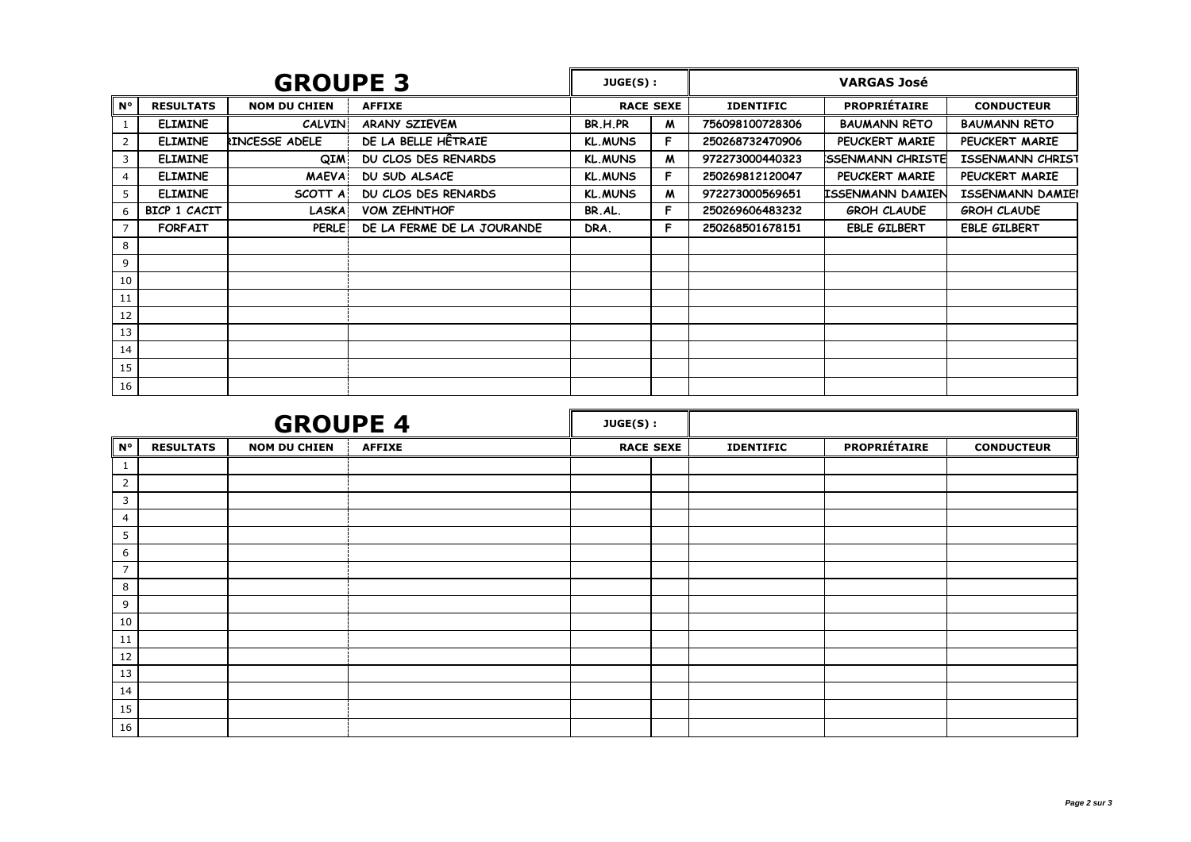## GROUPE 3

**JUGE(S) :** VARGAS José

| N° | RESULTATS | NOM DU CHIEN | AFFIXE | RACE | SEXE | IDENTIFIC | PROPRIÉTAIRE | CONDUCTEUR |
|---|---|---|---|---|---|---|---|---|
| 1 | ELIMINE | CALVIN | ARANY SZIEVEM | BR.H.PR | M | 756098100728306 | BAUMANN RETO | BAUMANN RETO |
| 2 | ELIMINE | RINCESSE ADELE | DE LA BELLE HÊTRAIE | KL.MUNS | F | 250268732470906 | PEUCKERT MARIE | PEUCKERT MARIE |
| 3 | ELIMINE | QIM | DU CLOS DES RENARDS | KL.MUNS | M | 972273000440323 | SSENMANN CHRISTE | ISSENMANN CHRIST |
| 4 | ELIMINE | MAEVA | DU SUD ALSACE | KL.MUNS | F | 250269812120047 | PEUCKERT MARIE | PEUCKERT MARIE |
| 5 | ELIMINE | SCOTT A | DU CLOS DES RENARDS | KL.MUNS | M | 972273000569651 | ISSENMANN DAMIEN | ISSENMANN DAMIEI |
| 6 | BICP 1 CACIT | LASKA | VOM ZEHNTHOF | BR.AL. | F | 250269606483232 | GROH CLAUDE | GROH CLAUDE |
| 7 | FORFAIT | PERLE | DE LA FERME DE LA JOURANDE | DRA. | F | 250268501678151 | EBLE GILBERT | EBLE GILBERT |
| 8 | | | | | | | | |
| 9 | | | | | | | | |
| 10 | | | | | | | | |
| 11 | | | | | | | | |
| 12 | | | | | | | | |
| 13 | | | | | | | | |
| 14 | | | | | | | | |
| 15 | | | | | | | | |
| 16 | | | | | | | | |

## GROUPE 4

**JUGE(S) :**

| N° | RESULTATS | NOM DU CHIEN | AFFIXE | RACE | SEXE | IDENTIFIC | PROPRIÉTAIRE | CONDUCTEUR |
|---|---|---|---|---|---|---|---|---|
| 1 | | | | | | | | |
| 2 | | | | | | | | |
| 3 | | | | | | | | |
| 4 | | | | | | | | |
| 5 | | | | | | | | |
| 6 | | | | | | | | |
| 7 | | | | | | | | |
| 8 | | | | | | | | |
| 9 | | | | | | | | |
| 10 | | | | | | | | |
| 11 | | | | | | | | |
| 12 | | | | | | | | |
| 13 | | | | | | | | |
| 14 | | | | | | | | |
| 15 | | | | | | | | |
| 16 | | | | | | | | |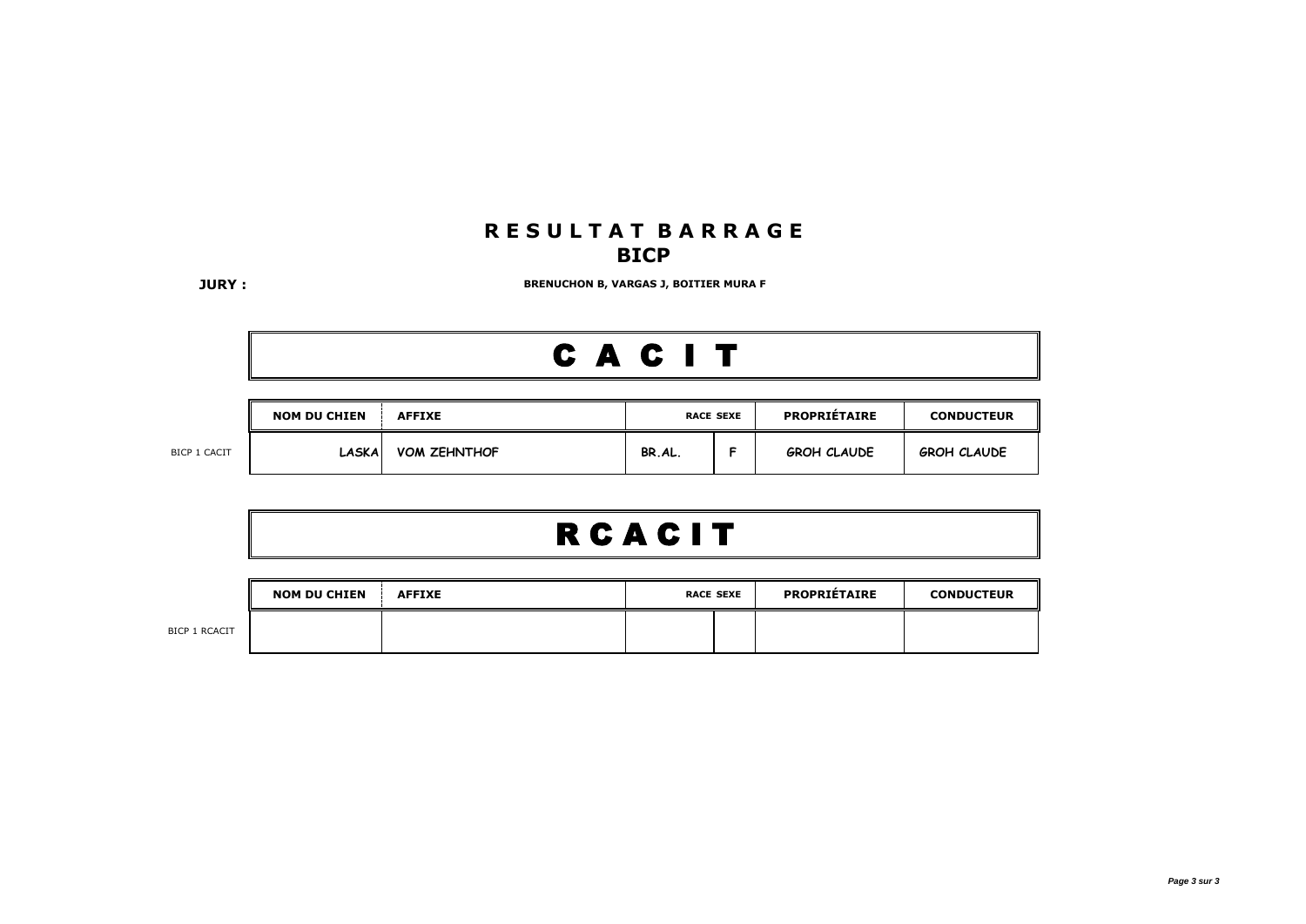# RESULTAT BARRAGE
## BICP

**JURY :** BRENUCHON B, VARGAS J, BOITIER MURA F

## C A C I T

| | NOM DU CHIEN | AFFIXE | RACE | SEXE | PROPRIÉTAIRE | CONDUCTEUR |
|---|---|---|---|---|---|---|
| BICP 1 CACIT | LASKA | VOM ZEHNTHOF | BR.AL. | F | GROH CLAUDE | GROH CLAUDE |

## R C A C I T

| | NOM DU CHIEN | AFFIXE | RACE | SEXE | PROPRIÉTAIRE | CONDUCTEUR |
|---|---|---|---|---|---|---|
| BICP 1 RCACIT | | | | | | |